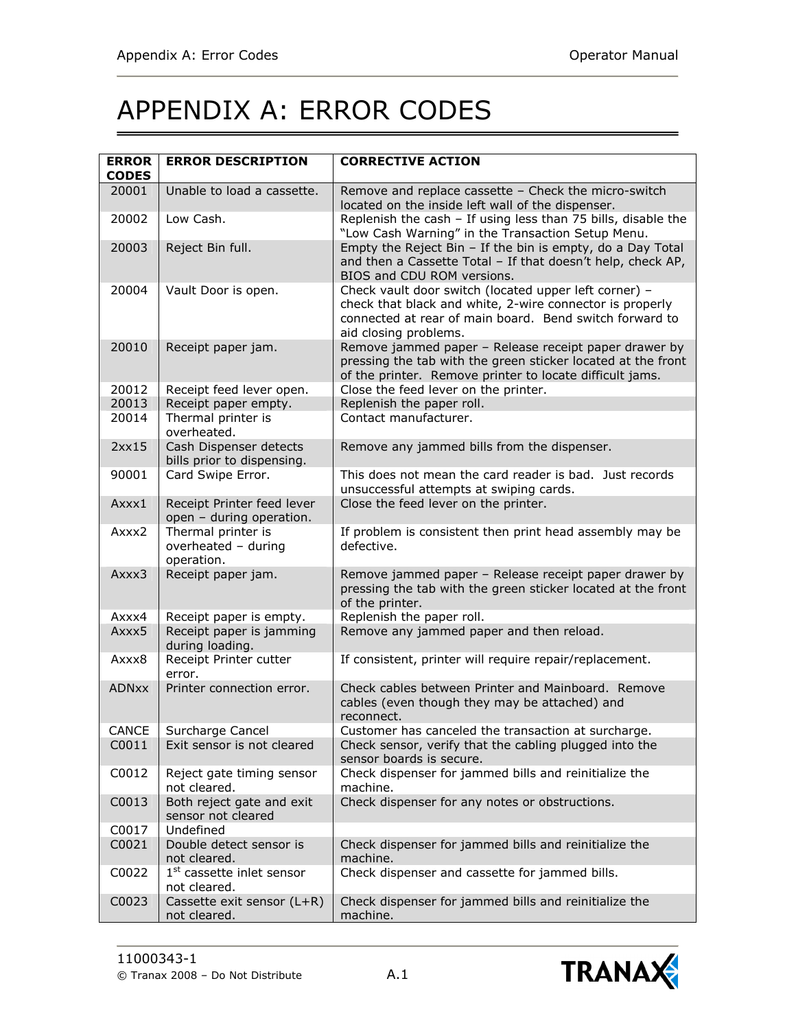# APPENDIX A: ERROR CODES

| ERROR CODES | ERROR DESCRIPTION | CORRECTIVE ACTION |
|---|---|---|
| 20001 | Unable to load a cassette. | Remove and replace cassette – Check the micro-switch located on the inside left wall of the dispenser. |
| 20002 | Low Cash. | Replenish the cash – If using less than 75 bills, disable the "Low Cash Warning" in the Transaction Setup Menu. |
| 20003 | Reject Bin full. | Empty the Reject Bin – If the bin is empty, do a Day Total and then a Cassette Total – If that doesn't help, check AP, BIOS and CDU ROM versions. |
| 20004 | Vault Door is open. | Check vault door switch (located upper left corner) – check that black and white, 2-wire connector is properly connected at rear of main board. Bend switch forward to aid closing problems. |
| 20010 | Receipt paper jam. | Remove jammed paper – Release receipt paper drawer by pressing the tab with the green sticker located at the front of the printer. Remove printer to locate difficult jams. |
| 20012 | Receipt feed lever open. | Close the feed lever on the printer. |
| 20013 | Receipt paper empty. | Replenish the paper roll. |
| 20014 | Thermal printer is overheated. | Contact manufacturer. |
| 2xx15 | Cash Dispenser detects bills prior to dispensing. | Remove any jammed bills from the dispenser. |
| 90001 | Card Swipe Error. | This does not mean the card reader is bad. Just records unsuccessful attempts at swiping cards. |
| Axxx1 | Receipt Printer feed lever open – during operation. | Close the feed lever on the printer. |
| Axxx2 | Thermal printer is overheated – during operation. | If problem is consistent then print head assembly may be defective. |
| Axxx3 | Receipt paper jam. | Remove jammed paper – Release receipt paper drawer by pressing the tab with the green sticker located at the front of the printer. |
| Axxx4 | Receipt paper is empty. | Replenish the paper roll. |
| Axxx5 | Receipt paper is jamming during loading. | Remove any jammed paper and then reload. |
| Axxx8 | Receipt Printer cutter error. | If consistent, printer will require repair/replacement. |
| ADNxx | Printer connection error. | Check cables between Printer and Mainboard. Remove cables (even though they may be attached) and reconnect. |
| CANCE | Surcharge Cancel | Customer has canceled the transaction at surcharge. |
| C0011 | Exit sensor is not cleared | Check sensor, verify that the cabling plugged into the sensor boards is secure. |
| C0012 | Reject gate timing sensor not cleared. | Check dispenser for jammed bills and reinitialize the machine. |
| C0013 | Both reject gate and exit sensor not cleared | Check dispenser for any notes or obstructions. |
| C0017 | Undefined | |
| C0021 | Double detect sensor is not cleared. | Check dispenser for jammed bills and reinitialize the machine. |
| C0022 | 1st cassette inlet sensor not cleared. | Check dispenser and cassette for jammed bills. |
| C0023 | Cassette exit sensor (L+R) not cleared. | Check dispenser for jammed bills and reinitialize the machine. |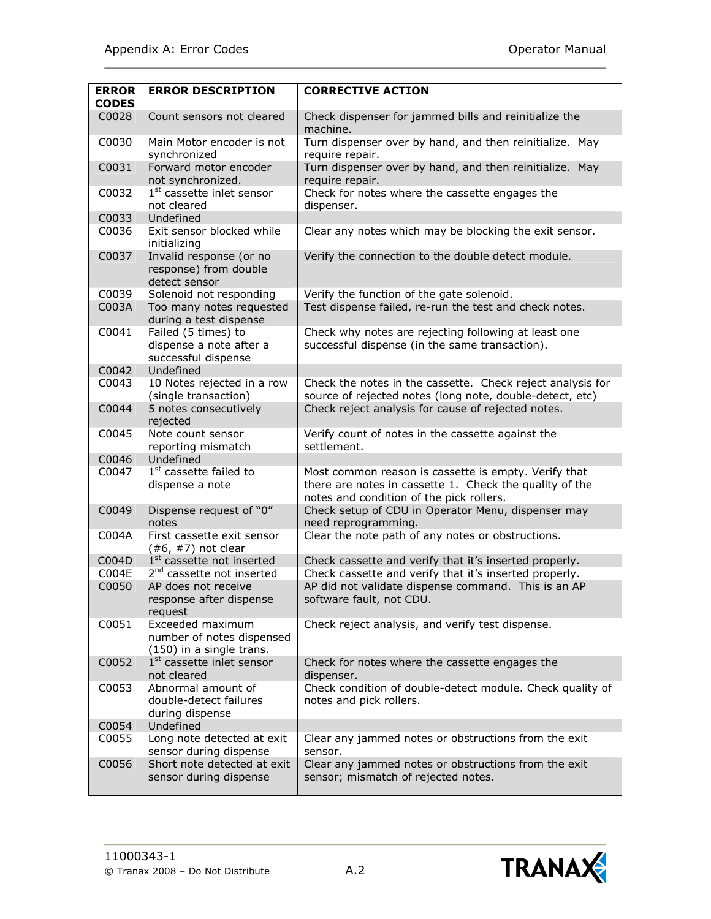| ERROR CODES | ERROR DESCRIPTION | CORRECTIVE ACTION |
|---|---|---|
| C0028 | Count sensors not cleared | Check dispenser for jammed bills and reinitialize the machine. |
| C0030 | Main Motor encoder is not synchronized | Turn dispenser over by hand, and then reinitialize. May require repair. |
| C0031 | Forward motor encoder not synchronized. | Turn dispenser over by hand, and then reinitialize. May require repair. |
| C0032 | 1st cassette inlet sensor not cleared | Check for notes where the cassette engages the dispenser. |
| C0033 | Undefined | |
| C0036 | Exit sensor blocked while initializing | Clear any notes which may be blocking the exit sensor. |
| C0037 | Invalid response (or no response) from double detect sensor | Verify the connection to the double detect module. |
| C0039 | Solenoid not responding | Verify the function of the gate solenoid. |
| C003A | Too many notes requested during a test dispense | Test dispense failed, re-run the test and check notes. |
| C0041 | Failed (5 times) to dispense a note after a successful dispense | Check why notes are rejecting following at least one successful dispense (in the same transaction). |
| C0042 | Undefined | |
| C0043 | 10 Notes rejected in a row (single transaction) | Check the notes in the cassette. Check reject analysis for source of rejected notes (long note, double-detect, etc) |
| C0044 | 5 notes consecutively rejected | Check reject analysis for cause of rejected notes. |
| C0045 | Note count sensor reporting mismatch | Verify count of notes in the cassette against the settlement. |
| C0046 | Undefined | |
| C0047 | 1st cassette failed to dispense a note | Most common reason is cassette is empty. Verify that there are notes in cassette 1. Check the quality of the notes and condition of the pick rollers. |
| C0049 | Dispense request of "0" notes | Check setup of CDU in Operator Menu, dispenser may need reprogramming. |
| C004A | First cassette exit sensor (#6, #7) not clear | Clear the note path of any notes or obstructions. |
| C004D | 1st cassette not inserted | Check cassette and verify that it's inserted properly. |
| C004E | 2nd cassette not inserted | Check cassette and verify that it's inserted properly. |
| C0050 | AP does not receive response after dispense request | AP did not validate dispense command. This is an AP software fault, not CDU. |
| C0051 | Exceeded maximum number of notes dispensed (150) in a single trans. | Check reject analysis, and verify test dispense. |
| C0052 | 1st cassette inlet sensor not cleared | Check for notes where the cassette engages the dispenser. |
| C0053 | Abnormal amount of double-detect failures during dispense | Check condition of double-detect module. Check quality of notes and pick rollers. |
| C0054 | Undefined | |
| C0055 | Long note detected at exit sensor during dispense | Clear any jammed notes or obstructions from the exit sensor. |
| C0056 | Short note detected at exit sensor during dispense | Clear any jammed notes or obstructions from the exit sensor; mismatch of rejected notes. |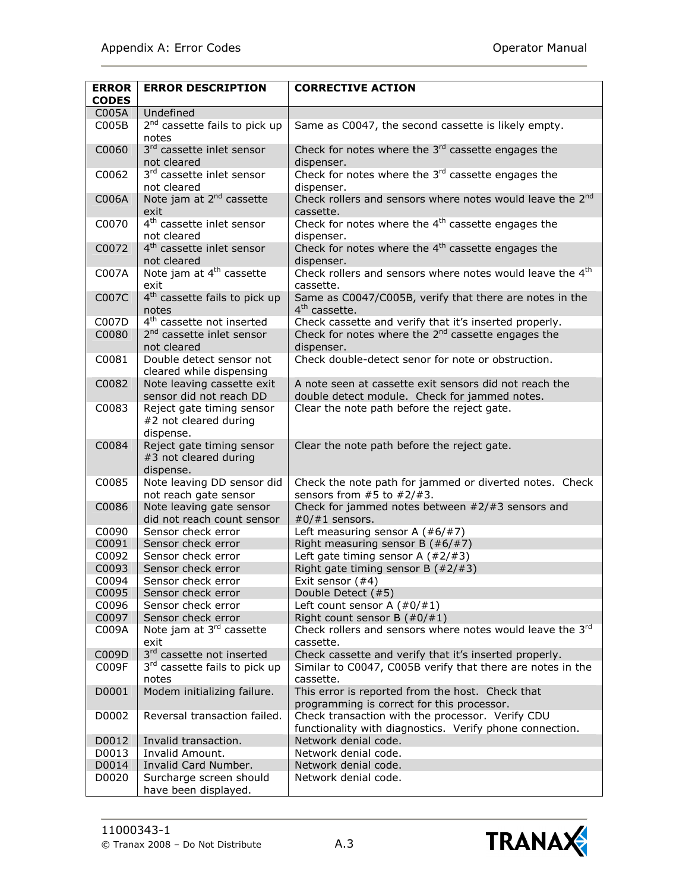| ERROR CODES | ERROR DESCRIPTION | CORRECTIVE ACTION |
|---|---|---|
| C005A | Undefined | |
| C005B | 2nd cassette fails to pick up notes | Same as C0047, the second cassette is likely empty. |
| C0060 | 3rd cassette inlet sensor not cleared | Check for notes where the 3rd cassette engages the dispenser. |
| C0062 | 3rd cassette inlet sensor not cleared | Check for notes where the 3rd cassette engages the dispenser. |
| C006A | Note jam at 2nd cassette exit | Check rollers and sensors where notes would leave the 2nd cassette. |
| C0070 | 4th cassette inlet sensor not cleared | Check for notes where the 4th cassette engages the dispenser. |
| C0072 | 4th cassette inlet sensor not cleared | Check for notes where the 4th cassette engages the dispenser. |
| C007A | Note jam at 4th cassette exit | Check rollers and sensors where notes would leave the 4th cassette. |
| C007C | 4th cassette fails to pick up notes | Same as C0047/C005B, verify that there are notes in the 4th cassette. |
| C007D | 4th cassette not inserted | Check cassette and verify that it's inserted properly. |
| C0080 | 2nd cassette inlet sensor not cleared | Check for notes where the 2nd cassette engages the dispenser. |
| C0081 | Double detect sensor not cleared while dispensing | Check double-detect senor for note or obstruction. |
| C0082 | Note leaving cassette exit sensor did not reach DD | A note seen at cassette exit sensors did not reach the double detect module. Check for jammed notes. |
| C0083 | Reject gate timing sensor #2 not cleared during dispense. | Clear the note path before the reject gate. |
| C0084 | Reject gate timing sensor #3 not cleared during dispense. | Clear the note path before the reject gate. |
| C0085 | Note leaving DD sensor did not reach gate sensor | Check the note path for jammed or diverted notes. Check sensors from #5 to #2/#3. |
| C0086 | Note leaving gate sensor did not reach count sensor | Check for jammed notes between #2/#3 sensors and #0/#1 sensors. |
| C0090 | Sensor check error | Left measuring sensor A (#6/#7) |
| C0091 | Sensor check error | Right measuring sensor B (#6/#7) |
| C0092 | Sensor check error | Left gate timing sensor A (#2/#3) |
| C0093 | Sensor check error | Right gate timing sensor B (#2/#3) |
| C0094 | Sensor check error | Exit sensor (#4) |
| C0095 | Sensor check error | Double Detect (#5) |
| C0096 | Sensor check error | Left count sensor A (#0/#1) |
| C0097 | Sensor check error | Right count sensor B (#0/#1) |
| C009A | Note jam at 3rd cassette exit | Check rollers and sensors where notes would leave the 3rd cassette. |
| C009D | 3rd cassette not inserted | Check cassette and verify that it's inserted properly. |
| C009F | 3rd cassette fails to pick up notes | Similar to C0047, C005B verify that there are notes in the cassette. |
| D0001 | Modem initializing failure. | This error is reported from the host. Check that programming is correct for this processor. |
| D0002 | Reversal transaction failed. | Check transaction with the processor. Verify CDU functionality with diagnostics. Verify phone connection. |
| D0012 | Invalid transaction. | Network denial code. |
| D0013 | Invalid Amount. | Network denial code. |
| D0014 | Invalid Card Number. | Network denial code. |
| D0020 | Surcharge screen should have been displayed. | Network denial code. |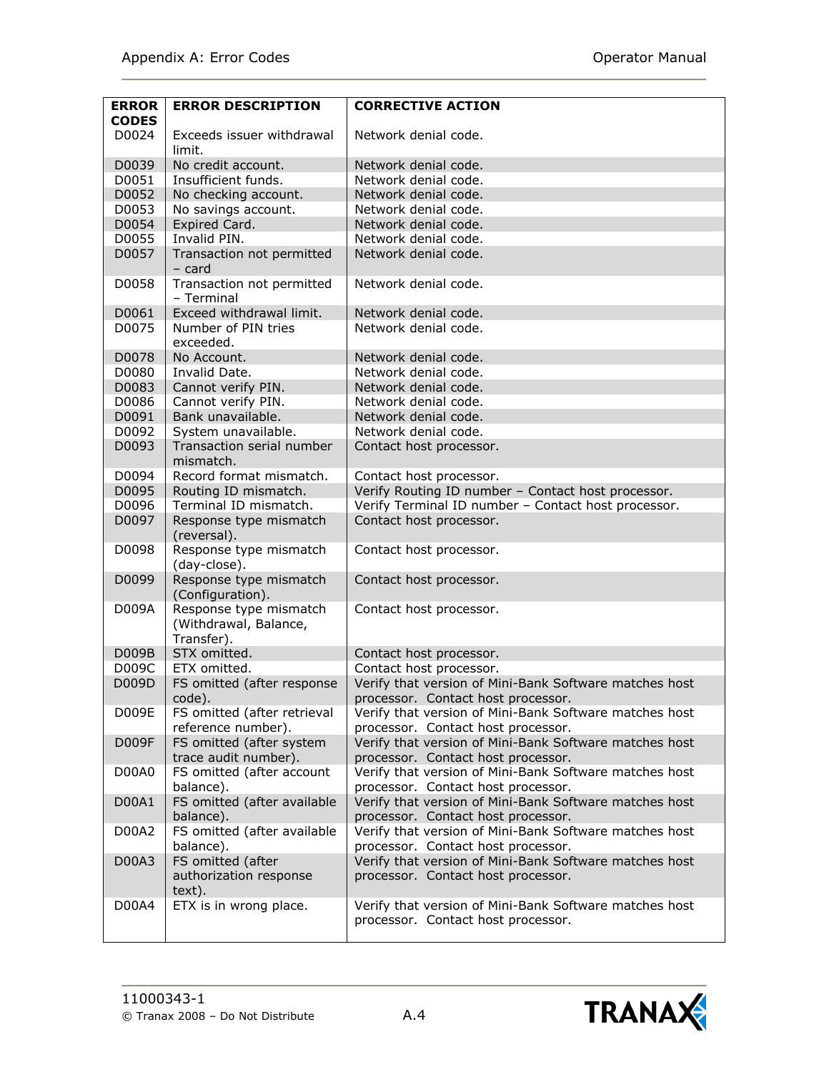| ERROR CODES | ERROR DESCRIPTION | CORRECTIVE ACTION |
|---|---|---|
| D0024 | Exceeds issuer withdrawal limit. | Network denial code. |
| D0039 | No credit account. | Network denial code. |
| D0051 | Insufficient funds. | Network denial code. |
| D0052 | No checking account. | Network denial code. |
| D0053 | No savings account. | Network denial code. |
| D0054 | Expired Card. | Network denial code. |
| D0055 | Invalid PIN. | Network denial code. |
| D0057 | Transaction not permitted – card | Network denial code. |
| D0058 | Transaction not permitted – Terminal | Network denial code. |
| D0061 | Exceed withdrawal limit. | Network denial code. |
| D0075 | Number of PIN tries exceeded. | Network denial code. |
| D0078 | No Account. | Network denial code. |
| D0080 | Invalid Date. | Network denial code. |
| D0083 | Cannot verify PIN. | Network denial code. |
| D0086 | Cannot verify PIN. | Network denial code. |
| D0091 | Bank unavailable. | Network denial code. |
| D0092 | System unavailable. | Network denial code. |
| D0093 | Transaction serial number mismatch. | Contact host processor. |
| D0094 | Record format mismatch. | Contact host processor. |
| D0095 | Routing ID mismatch. | Verify Routing ID number – Contact host processor. |
| D0096 | Terminal ID mismatch. | Verify Terminal ID number – Contact host processor. |
| D0097 | Response type mismatch (reversal). | Contact host processor. |
| D0098 | Response type mismatch (day-close). | Contact host processor. |
| D0099 | Response type mismatch (Configuration). | Contact host processor. |
| D009A | Response type mismatch (Withdrawal, Balance, Transfer). | Contact host processor. |
| D009B | STX omitted. | Contact host processor. |
| D009C | ETX omitted. | Contact host processor. |
| D009D | FS omitted (after response code). | Verify that version of Mini-Bank Software matches host processor. Contact host processor. |
| D009E | FS omitted (after retrieval reference number). | Verify that version of Mini-Bank Software matches host processor. Contact host processor. |
| D009F | FS omitted (after system trace audit number). | Verify that version of Mini-Bank Software matches host processor. Contact host processor. |
| D00A0 | FS omitted (after account balance). | Verify that version of Mini-Bank Software matches host processor. Contact host processor. |
| D00A1 | FS omitted (after available balance). | Verify that version of Mini-Bank Software matches host processor. Contact host processor. |
| D00A2 | FS omitted (after available balance). | Verify that version of Mini-Bank Software matches host processor. Contact host processor. |
| D00A3 | FS omitted (after authorization response text). | Verify that version of Mini-Bank Software matches host processor. Contact host processor. |
| D00A4 | ETX is in wrong place. | Verify that version of Mini-Bank Software matches host processor. Contact host processor. |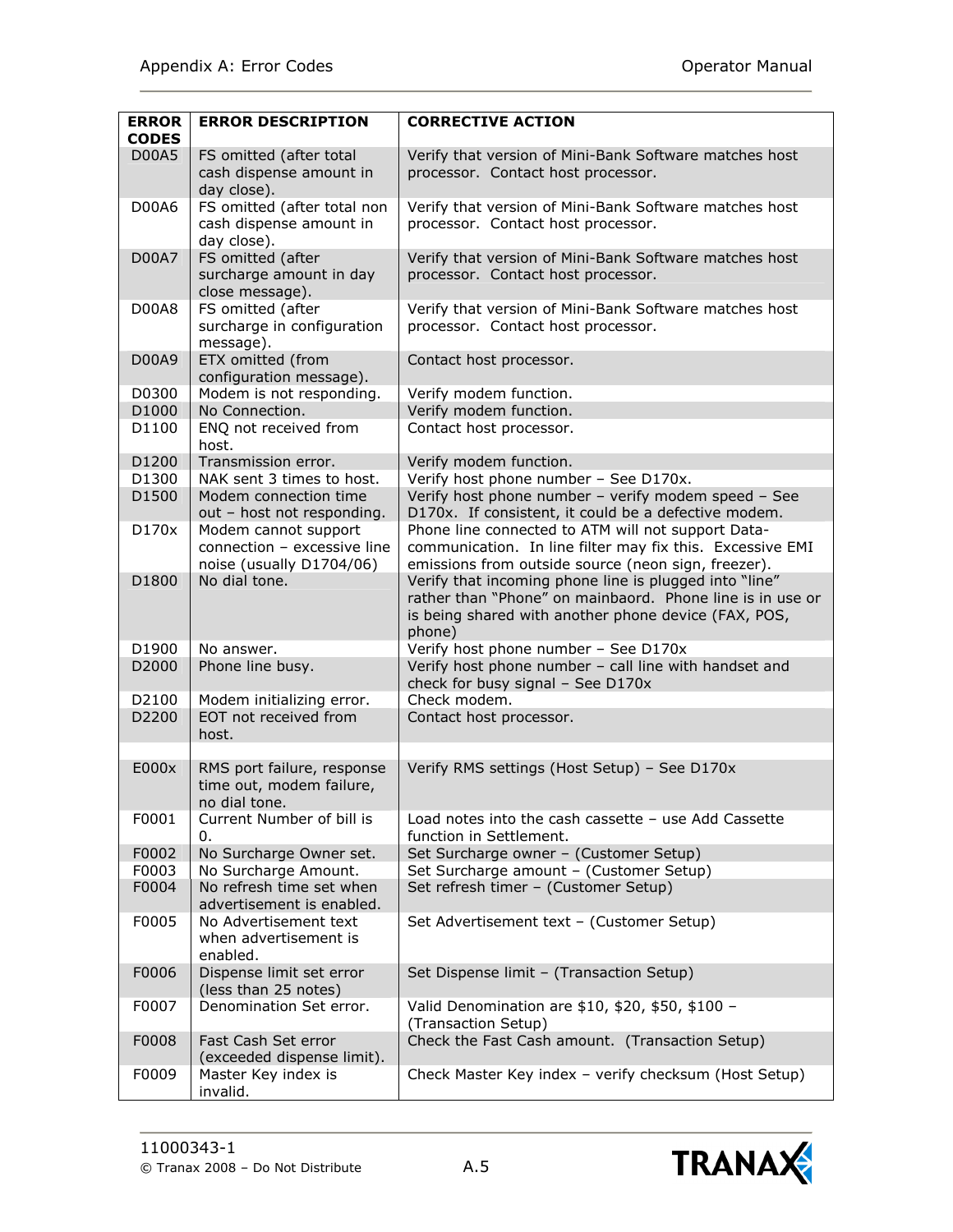| ERROR CODES | ERROR DESCRIPTION | CORRECTIVE ACTION |
|---|---|---|
| D00A5 | FS omitted (after total cash dispense amount in day close). | Verify that version of Mini-Bank Software matches host processor. Contact host processor. |
| D00A6 | FS omitted (after total non cash dispense amount in day close). | Verify that version of Mini-Bank Software matches host processor. Contact host processor. |
| D00A7 | FS omitted (after surcharge amount in day close message). | Verify that version of Mini-Bank Software matches host processor. Contact host processor. |
| D00A8 | FS omitted (after surcharge in configuration message). | Verify that version of Mini-Bank Software matches host processor. Contact host processor. |
| D00A9 | ETX omitted (from configuration message). | Contact host processor. |
| D0300 | Modem is not responding. | Verify modem function. |
| D1000 | No Connection. | Verify modem function. |
| D1100 | ENQ not received from host. | Contact host processor. |
| D1200 | Transmission error. | Verify modem function. |
| D1300 | NAK sent 3 times to host. | Verify host phone number – See D170x. |
| D1500 | Modem connection time out – host not responding. | Verify host phone number – verify modem speed – See D170x. If consistent, it could be a defective modem. |
| D170x | Modem cannot support connection – excessive line noise (usually D1704/06) | Phone line connected to ATM will not support Data-communication. In line filter may fix this. Excessive EMI emissions from outside source (neon sign, freezer). |
| D1800 | No dial tone. | Verify that incoming phone line is plugged into "line" rather than "Phone" on mainbaord. Phone line is in use or is being shared with another phone device (FAX, POS, phone) |
| D1900 | No answer. | Verify host phone number – See D170x |
| D2000 | Phone line busy. | Verify host phone number – call line with handset and check for busy signal – See D170x |
| D2100 | Modem initializing error. | Check modem. |
| D2200 | EOT not received from host. | Contact host processor. |
| | | |
| E000x | RMS port failure, response time out, modem failure, no dial tone. | Verify RMS settings (Host Setup) – See D170x |
| F0001 | Current Number of bill is 0. | Load notes into the cash cassette – use Add Cassette function in Settlement. |
| F0002 | No Surcharge Owner set. | Set Surcharge owner – (Customer Setup) |
| F0003 | No Surcharge Amount. | Set Surcharge amount – (Customer Setup) |
| F0004 | No refresh time set when advertisement is enabled. | Set refresh timer – (Customer Setup) |
| F0005 | No Advertisement text when advertisement is enabled. | Set Advertisement text – (Customer Setup) |
| F0006 | Dispense limit set error (less than 25 notes) | Set Dispense limit – (Transaction Setup) |
| F0007 | Denomination Set error. | Valid Denomination are $10, $20, $50, $100 – (Transaction Setup) |
| F0008 | Fast Cash Set error (exceeded dispense limit). | Check the Fast Cash amount. (Transaction Setup) |
| F0009 | Master Key index is invalid. | Check Master Key index – verify checksum (Host Setup) |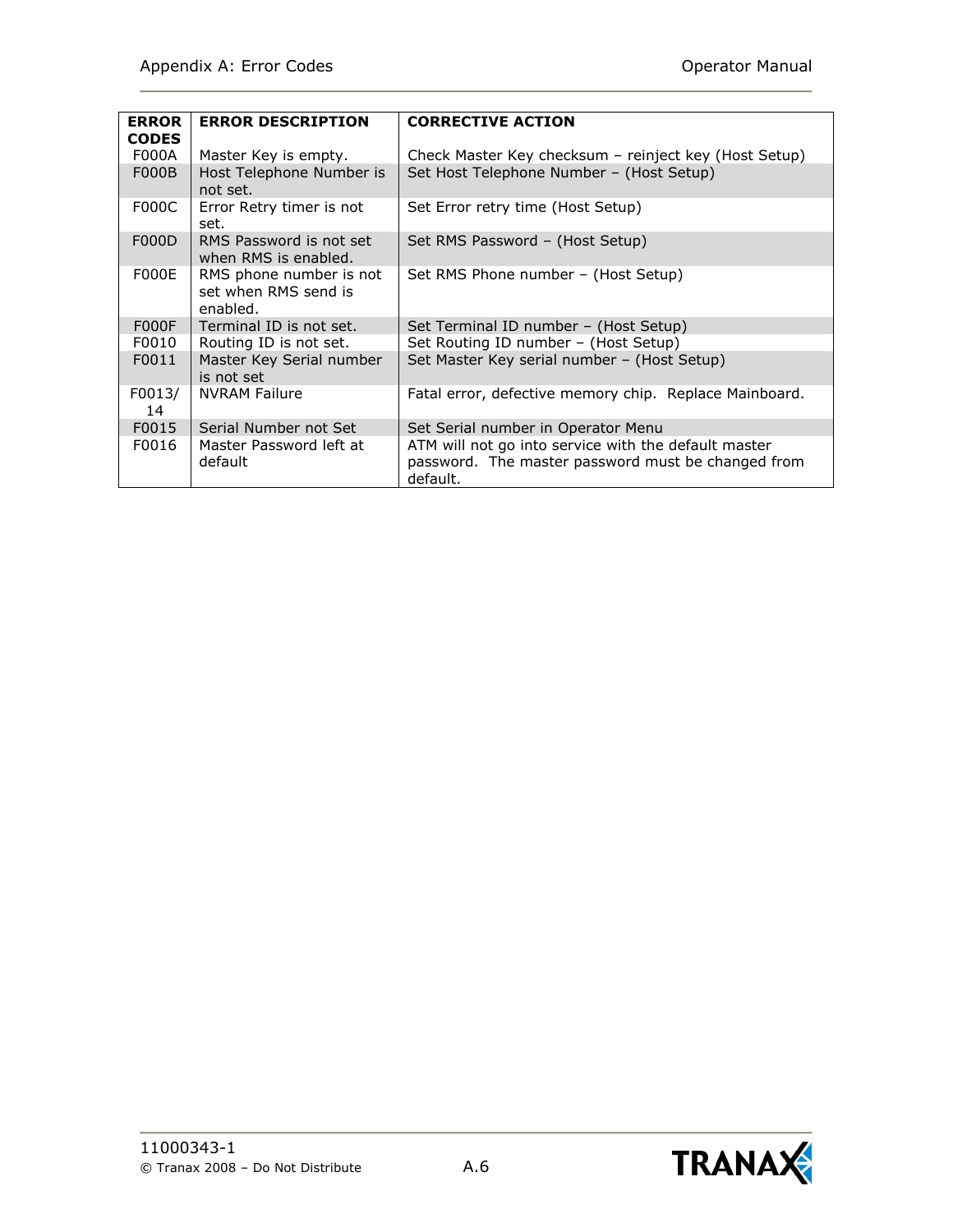| ERROR CODES | ERROR DESCRIPTION | CORRECTIVE ACTION |
|---|---|---|
| F000A | Master Key is empty. | Check Master Key checksum – reinject key (Host Setup) |
| F000B | Host Telephone Number is not set. | Set Host Telephone Number – (Host Setup) |
| F000C | Error Retry timer is not set. | Set Error retry time (Host Setup) |
| F000D | RMS Password is not set when RMS is enabled. | Set RMS Password – (Host Setup) |
| F000E | RMS phone number is not set when RMS send is enabled. | Set RMS Phone number – (Host Setup) |
| F000F | Terminal ID is not set. | Set Terminal ID number – (Host Setup) |
| F0010 | Routing ID is not set. | Set Routing ID number – (Host Setup) |
| F0011 | Master Key Serial number is not set | Set Master Key serial number – (Host Setup) |
| F0013/14 | NVRAM Failure | Fatal error, defective memory chip. Replace Mainboard. |
| F0015 | Serial Number not Set | Set Serial number in Operator Menu |
| F0016 | Master Password left at default | ATM will not go into service with the default master password. The master password must be changed from default. |